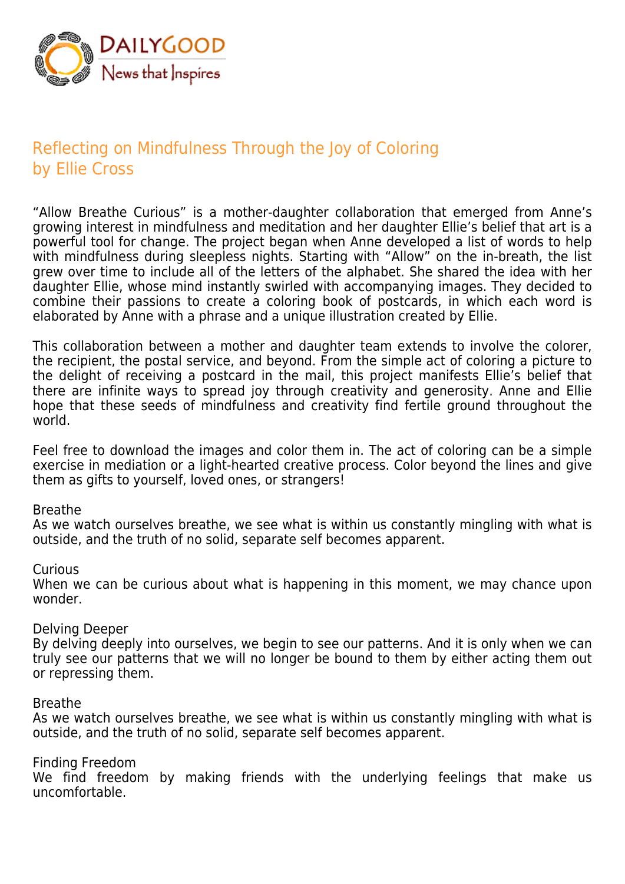DAILYGOOD
News that Inspires

# Reflecting on Mindfulness Through the Joy of Coloring
by Ellie Cross

"Allow Breathe Curious" is a mother-daughter collaboration that emerged from Anne's growing interest in mindfulness and meditation and her daughter Ellie's belief that art is a powerful tool for change. The project began when Anne developed a list of words to help with mindfulness during sleepless nights. Starting with "Allow" on the in-breath, the list grew over time to include all of the letters of the alphabet. She shared the idea with her daughter Ellie, whose mind instantly swirled with accompanying images. They decided to combine their passions to create a coloring book of postcards, in which each word is elaborated by Anne with a phrase and a unique illustration created by Ellie.

This collaboration between a mother and daughter team extends to involve the colorer, the recipient, the postal service, and beyond. From the simple act of coloring a picture to the delight of receiving a postcard in the mail, this project manifests Ellie's belief that there are infinite ways to spread joy through creativity and generosity. Anne and Ellie hope that these seeds of mindfulness and creativity find fertile ground throughout the world.

Feel free to download the images and color them in. The act of coloring can be a simple exercise in mediation or a light-hearted creative process. Color beyond the lines and give them as gifts to yourself, loved ones, or strangers!

Breathe
As we watch ourselves breathe, we see what is within us constantly mingling with what is outside, and the truth of no solid, separate self becomes apparent.

Curious
When we can be curious about what is happening in this moment, we may chance upon wonder.

Delving Deeper
By delving deeply into ourselves, we begin to see our patterns. And it is only when we can truly see our patterns that we will no longer be bound to them by either acting them out or repressing them.

Breathe
As we watch ourselves breathe, we see what is within us constantly mingling with what is outside, and the truth of no solid, separate self becomes apparent.

Finding Freedom
We find freedom by making friends with the underlying feelings that make us uncomfortable.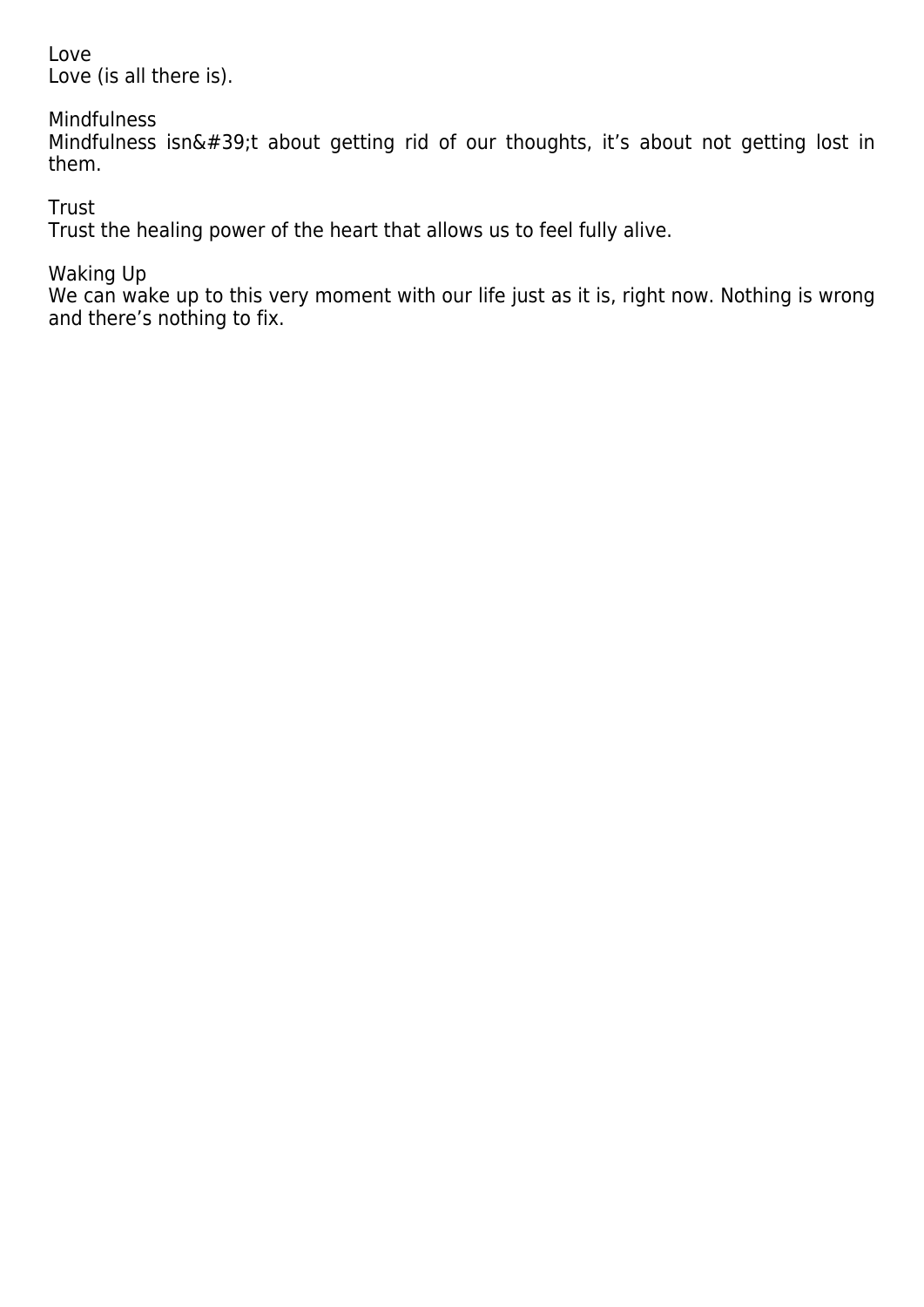Love
Love (is all there is).

Mindfulness
Mindfulness isn&#39;t about getting rid of our thoughts, it’s about not getting lost in them.

Trust
Trust the healing power of the heart that allows us to feel fully alive.

Waking Up
We can wake up to this very moment with our life just as it is, right now. Nothing is wrong and there’s nothing to fix.